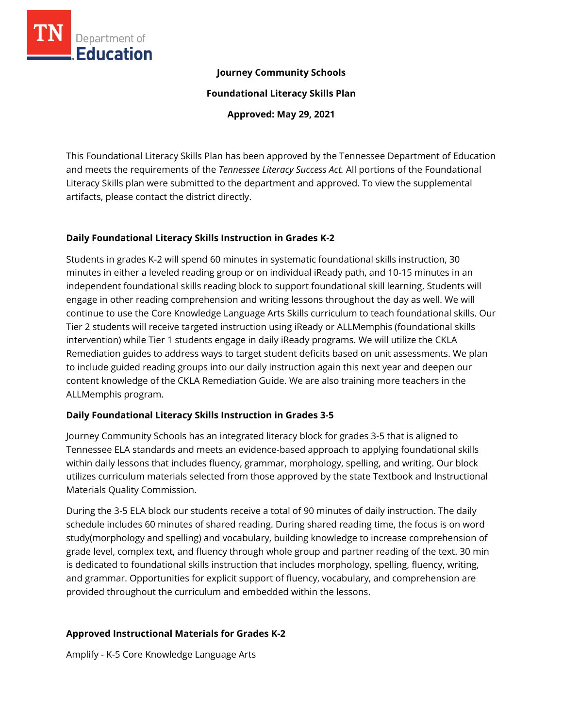**Journey Community Schools**

**Foundational Literacy Skills Plan**

**Approved: May 29, 2021**

This Foundational Literacy Skills Plan has been approved by the Tennessee Department of Education and meets the requirements of the *Tennessee Literacy Success Act.* All portions of the Foundational Literacy Skills plan were submitted to the department and approved. To view the supplemental artifacts, please contact the district directly.

## Daily Foundational Literacy Skills Instruction in Grades K-2

Students in grades K-2 will spend 60 minutes in systematic foundational skills instruction, 30 minutes in either a leveled reading group or on individual iReady path, and 10-15 minutes in an independent foundational skills reading block to support foundational skill learning. Students will engage in other reading comprehension and writing lessons throughout the day as well. We will continue to use the Core Knowledge Language Arts Skills curriculum to teach foundational skills. Our Tier 2 students will receive targeted instruction using iReady or ALLMemphis (foundational skills intervention) while Tier 1 students engage in daily iReady programs. We will utilize the CKLA Remediation guides to address ways to target student deficits based on unit assessments. We plan to include guided reading groups into our daily instruction again this next year and deepen our content knowledge of the CKLA Remediation Guide. We are also training more teachers in the ALLMemphis program.

## Daily Foundational Literacy Skills Instruction in Grades 3-5

Journey Community Schools has an integrated literacy block for grades 3-5 that is aligned to Tennessee ELA standards and meets an evidence-based approach to applying foundational skills within daily lessons that includes fluency, grammar, morphology, spelling, and writing. Our block utilizes curriculum materials selected from those approved by the state Textbook and Instructional Materials Quality Commission.

During the 3-5 ELA block our students receive a total of 90 minutes of daily instruction. The daily schedule includes 60 minutes of shared reading. During shared reading time, the focus is on word study(morphology and spelling) and vocabulary, building knowledge to increase comprehension of grade level, complex text, and fluency through whole group and partner reading of the text. 30 min is dedicated to foundational skills instruction that includes morphology, spelling, fluency, writing, and grammar. Opportunities for explicit support of fluency, vocabulary, and comprehension are provided throughout the curriculum and embedded within the lessons.

## Approved Instructional Materials for Grades K-2

Amplify - K-5 Core Knowledge Language Arts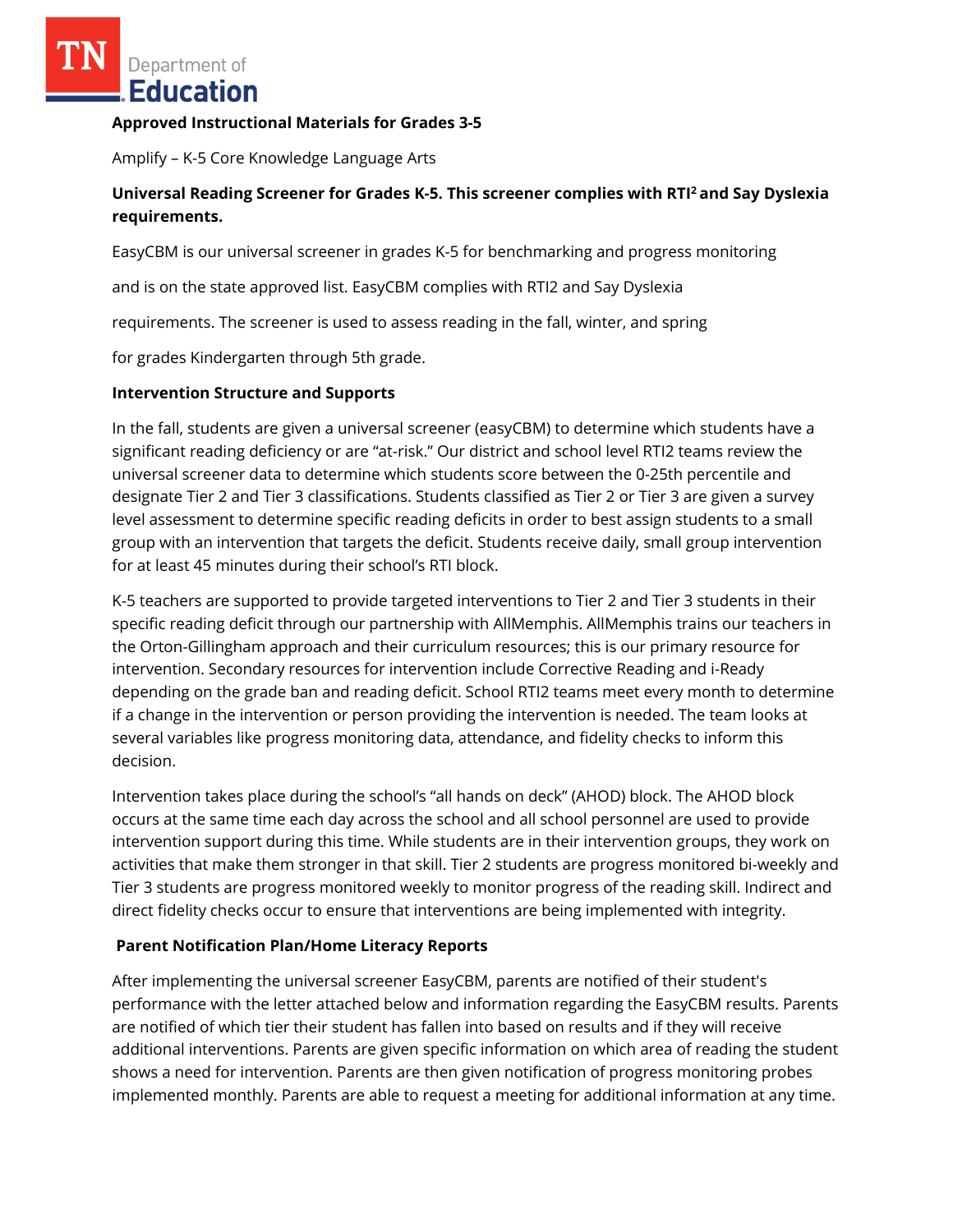**Approved Instructional Materials for Grades 3-5**

Amplify – K-5 Core Knowledge Language Arts

**Universal Reading Screener for Grades K-5. This screener complies with RTI² and Say Dyslexia requirements.**

EasyCBM is our universal screener in grades K-5 for benchmarking and progress monitoring and is on the state approved list. EasyCBM complies with RTI2 and Say Dyslexia requirements. The screener is used to assess reading in the fall, winter, and spring for grades Kindergarten through 5th grade.

**Intervention Structure and Supports**

In the fall, students are given a universal screener (easyCBM) to determine which students have a significant reading deficiency or are "at-risk." Our district and school level RTI2 teams review the universal screener data to determine which students score between the 0-25th percentile and designate Tier 2 and Tier 3 classifications. Students classified as Tier 2 or Tier 3 are given a survey level assessment to determine specific reading deficits in order to best assign students to a small group with an intervention that targets the deficit. Students receive daily, small group intervention for at least 45 minutes during their school's RTI block.

K-5 teachers are supported to provide targeted interventions to Tier 2 and Tier 3 students in their specific reading deficit through our partnership with AllMemphis. AllMemphis trains our teachers in the Orton-Gillingham approach and their curriculum resources; this is our primary resource for intervention. Secondary resources for intervention include Corrective Reading and i-Ready depending on the grade ban and reading deficit. School RTI2 teams meet every month to determine if a change in the intervention or person providing the intervention is needed. The team looks at several variables like progress monitoring data, attendance, and fidelity checks to inform this decision.

Intervention takes place during the school's "all hands on deck" (AHOD) block. The AHOD block occurs at the same time each day across the school and all school personnel are used to provide intervention support during this time. While students are in their intervention groups, they work on activities that make them stronger in that skill. Tier 2 students are progress monitored bi-weekly and Tier 3 students are progress monitored weekly to monitor progress of the reading skill. Indirect and direct fidelity checks occur to ensure that interventions are being implemented with integrity.

**Parent Notification Plan/Home Literacy Reports**

After implementing the universal screener EasyCBM, parents are notified of their student's performance with the letter attached below and information regarding the EasyCBM results. Parents are notified of which tier their student has fallen into based on results and if they will receive additional interventions. Parents are given specific information on which area of reading the student shows a need for intervention. Parents are then given notification of progress monitoring probes implemented monthly. Parents are able to request a meeting for additional information at any time.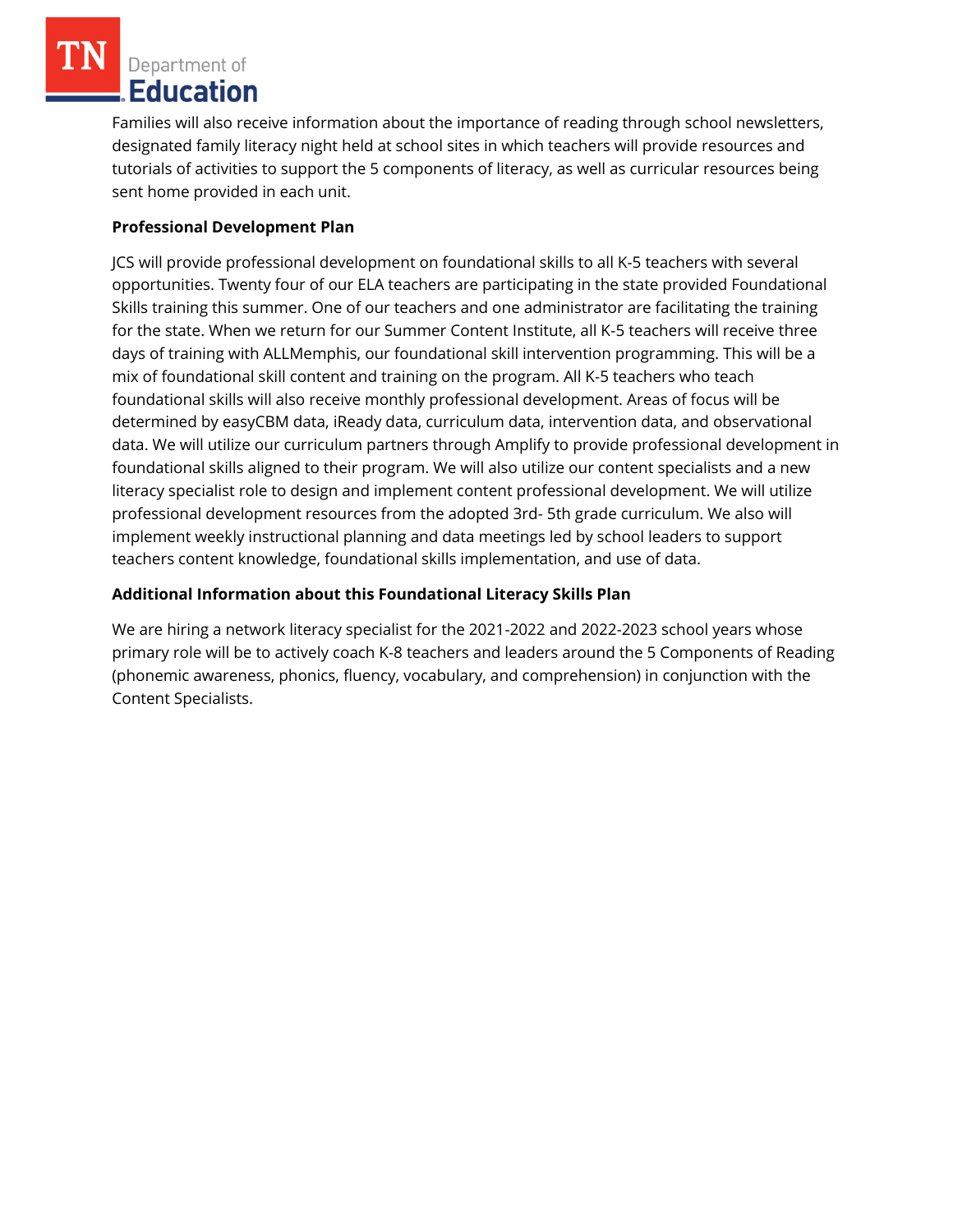Families will also receive information about the importance of reading through school newsletters, designated family literacy night held at school sites in which teachers will provide resources and tutorials of activities to support the 5 components of literacy, as well as curricular resources being sent home provided in each unit.

**Professional Development Plan**

JCS will provide professional development on foundational skills to all K-5 teachers with several opportunities. Twenty four of our ELA teachers are participating in the state provided Foundational Skills training this summer. One of our teachers and one administrator are facilitating the training for the state. When we return for our Summer Content Institute, all K-5 teachers will receive three days of training with ALLMemphis, our foundational skill intervention programming. This will be a mix of foundational skill content and training on the program. All K-5 teachers who teach foundational skills will also receive monthly professional development. Areas of focus will be determined by easyCBM data, iReady data, curriculum data, intervention data, and observational data. We will utilize our curriculum partners through Amplify to provide professional development in foundational skills aligned to their program. We will also utilize our content specialists and a new literacy specialist role to design and implement content professional development. We will utilize professional development resources from the adopted 3rd- 5th grade curriculum. We also will implement weekly instructional planning and data meetings led by school leaders to support teachers content knowledge, foundational skills implementation, and use of data.

**Additional Information about this Foundational Literacy Skills Plan**

We are hiring a network literacy specialist for the 2021-2022 and 2022-2023 school years whose primary role will be to actively coach K-8 teachers and leaders around the 5 Components of Reading (phonemic awareness, phonics, fluency, vocabulary, and comprehension) in conjunction with the Content Specialists.